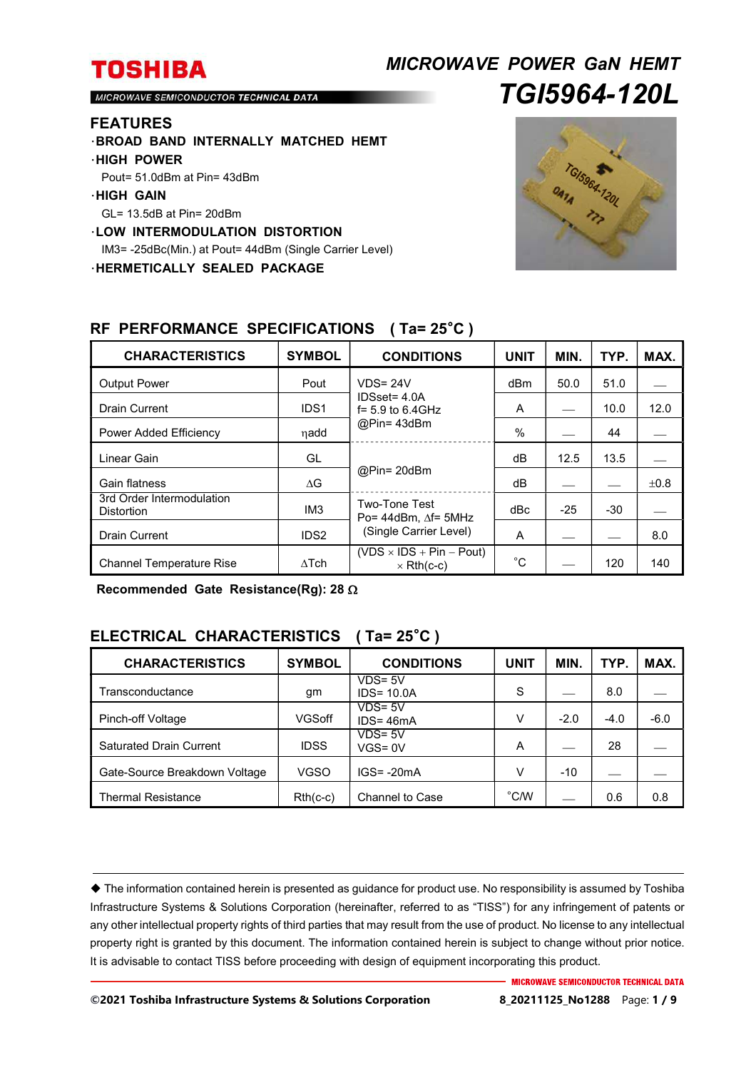**TOSHIBA**

MICROWAVE SEMICONDUCTOR TECHNICAL DATA

# *MICROWAVE POWER GaN HEMT*
# *TGI5964-120L*

## FEATURES

- **BROAD BAND INTERNALLY MATCHED HEMT**
- **HIGH POWER**
  Pout= 51.0dBm at Pin= 43dBm
- **HIGH GAIN**
  GL= 13.5dB at Pin= 20dBm
- **LOW INTERMODULATION DISTORTION**
  IM3= -25dBc(Min.) at Pout= 44dBm (Single Carrier Level)
- **HERMETICALLY SEALED PACKAGE**

## RF PERFORMANCE SPECIFICATIONS ( Ta= 25˚C )

| CHARACTERISTICS | SYMBOL | CONDITIONS | UNIT | MIN. | TYP. | MAX. |
|---|---|---|---|---|---|---|
| Output Power | Pout | VDS= 24V<br>IDSset= 4.0A<br>f= 5.9 to 6.4GHz<br>@Pin= 43dBm | dBm | 50.0 | 51.0 | — |
| Drain Current | IDS1 | | A | — | 10.0 | 12.0 |
| Power Added Efficiency | ηadd | | % | — | 44 | — |
| Linear Gain | GL | @Pin= 20dBm | dB | 12.5 | 13.5 | — |
| Gain flatness | ΔG | | dB | — | — | ±0.8 |
| 3rd Order Intermodulation Distortion | IM3 | Two-Tone Test<br>Po= 44dBm, Δf= 5MHz<br>(Single Carrier Level) | dBc | -25 | -30 | — |
| Drain Current | IDS2 | | A | — | — | 8.0 |
| Channel Temperature Rise | ΔTch | (VDS × IDS + Pin – Pout) × Rth(c-c) | ˚C | — | 120 | 140 |

**Recommended Gate Resistance(Rg): 28 Ω**

## ELECTRICAL CHARACTERISTICS ( Ta= 25˚C )

| CHARACTERISTICS | SYMBOL | CONDITIONS | UNIT | MIN. | TYP. | MAX. |
|---|---|---|---|---|---|---|
| Transconductance | gm | VDS= 5V<br>IDS= 10.0A | S | — | 8.0 | — |
| Pinch-off Voltage | VGSoff | VDS= 5V<br>IDS= 46mA | V | -2.0 | -4.0 | -6.0 |
| Saturated Drain Current | IDSS | VDS= 5V<br>VGS= 0V | A | — | 28 | — |
| Gate-Source Breakdown Voltage | VGSO | IGS= -20mA | V | -10 | — | — |
| Thermal Resistance | Rth(c-c) | Channel to Case | ˚C/W | — | 0.6 | 0.8 |

◆ The information contained herein is presented as guidance for product use. No responsibility is assumed by Toshiba Infrastructure Systems & Solutions Corporation (hereinafter, referred to as "TISS") for any infringement of patents or any other intellectual property rights of third parties that may result from the use of product. No license to any intellectual property right is granted by this document. The information contained herein is subject to change without prior notice. It is advisable to contact TISS before proceeding with design of equipment incorporating this product.

©2021 Toshiba Infrastructure Systems & Solutions Corporation 8_20211125_No1288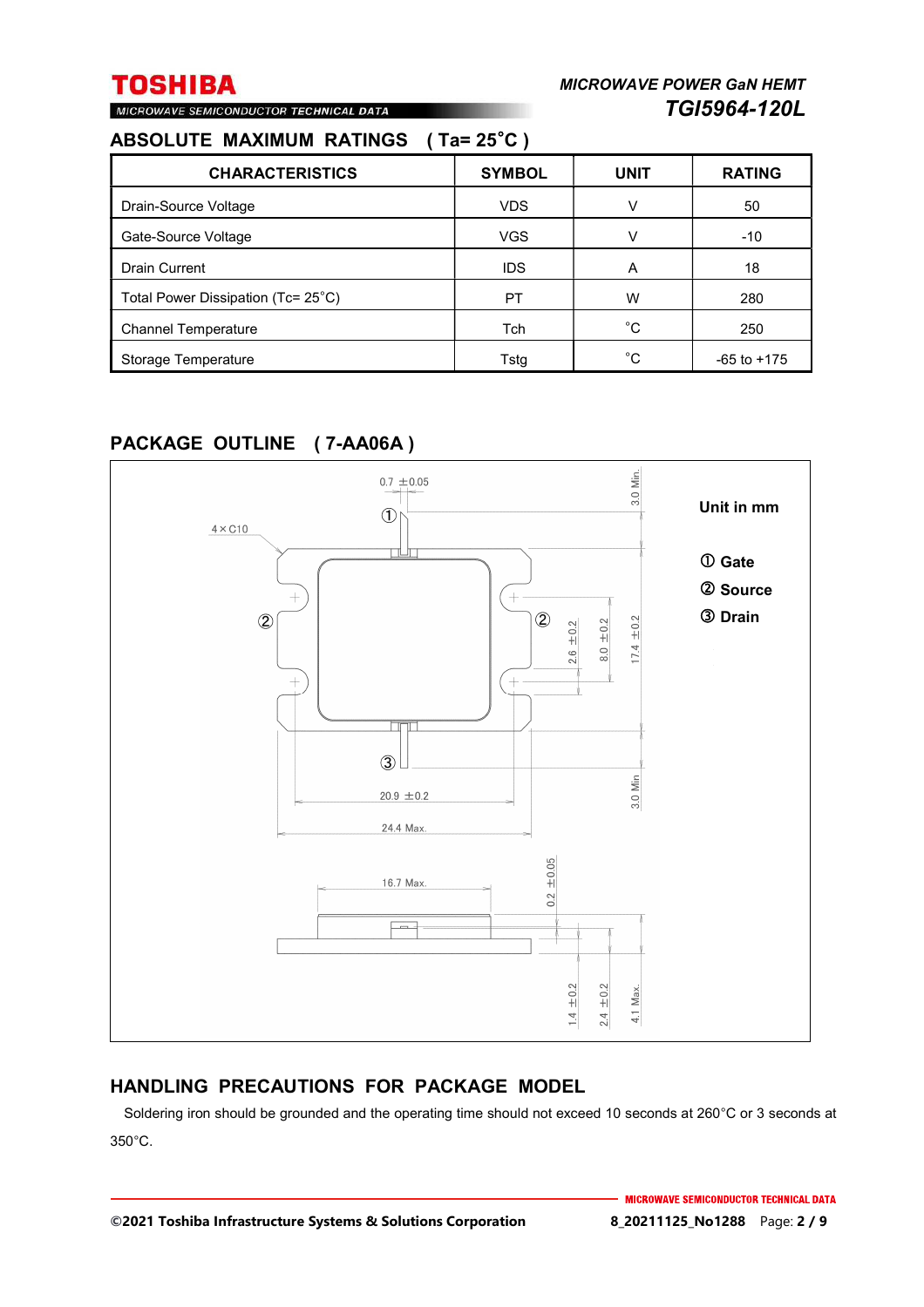## ABSOLUTE MAXIMUM RATINGS ( Ta= 25˚C )

| CHARACTERISTICS | SYMBOL | UNIT | RATING |
|---|---|---|---|
| Drain-Source Voltage | VDS | V | 50 |
| Gate-Source Voltage | VGS | V | -10 |
| Drain Current | IDS | A | 18 |
| Total Power Dissipation (Tc= 25˚C) | PT | W | 280 |
| Channel Temperature | Tch | ˚C | 250 |
| Storage Temperature | Tstg | ˚C | -65 to +175 |

## PACKAGE OUTLINE ( 7-AA06A )

Unit in mm

① Gate
② Source
③ Drain

## HANDLING PRECAUTIONS FOR PACKAGE MODEL

Soldering iron should be grounded and the operating time should not exceed 10 seconds at 260°C or 3 seconds at 350°C.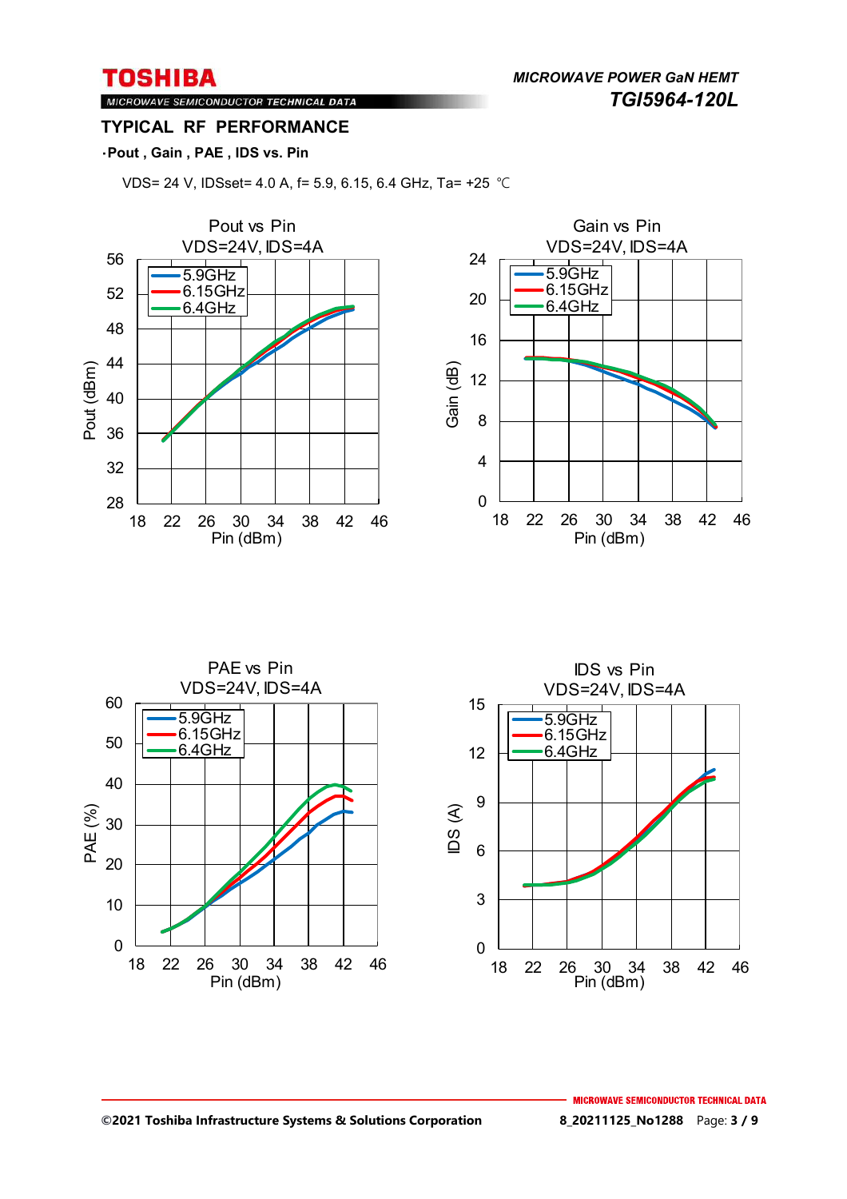## TYPICAL RF PERFORMANCE

**·Pout , Gain , PAE , IDS vs. Pin**

VDS= 24 V, IDSset= 4.0 A, f= 5.9, 6.15, 6.4 GHz, Ta= +25 ℃

Pout vs Pin
VDS=24V, IDS=4A

Gain vs Pin
VDS=24V, IDS=4A

PAE vs Pin
VDS=24V, IDS=4A

IDS vs Pin
VDS=24V, IDS=4A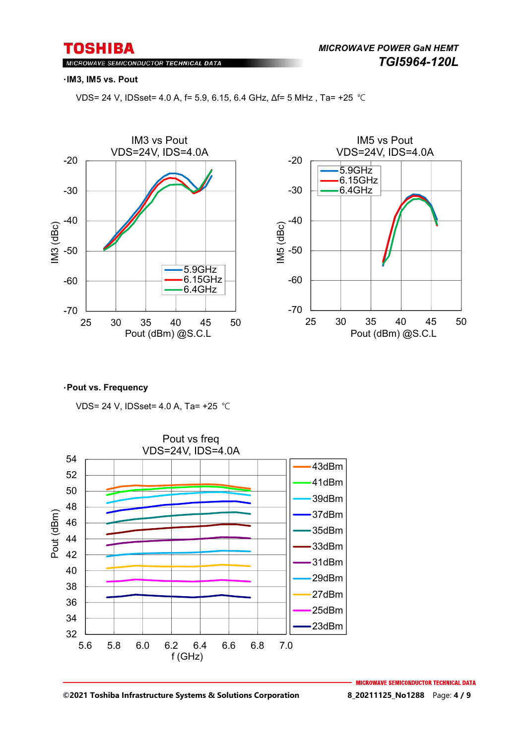**·IM3, IM5 vs. Pout**

VDS= 24 V, IDSset= 4.0 A, f= 5.9, 6.15, 6.4 GHz, Δf= 5 MHz , Ta= +25 ℃

IM3 vs Pout
VDS=24V, IDS=4.0A

IM5 vs Pout
VDS=24V, IDS=4.0A

**·Pout vs. Frequency**

VDS= 24 V, IDSset= 4.0 A, Ta= +25 ℃

Pout vs freq
VDS=24V, IDS=4.0A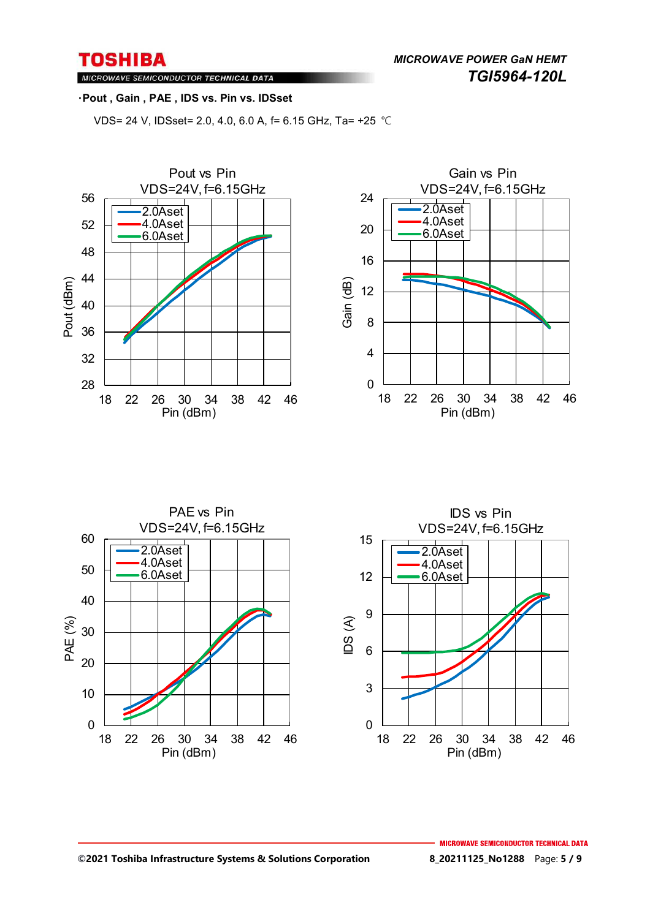**·Pout , Gain , PAE , IDS vs. Pin vs. IDSset**

VDS= 24 V, IDSset= 2.0, 4.0, 6.0 A, f= 6.15 GHz, Ta= +25 ℃

Pout vs Pin
VDS=24V, f=6.15GHz

Gain vs Pin
VDS=24V, f=6.15GHz

PAE vs Pin
VDS=24V, f=6.15GHz

IDS vs Pin
VDS=24V, f=6.15GHz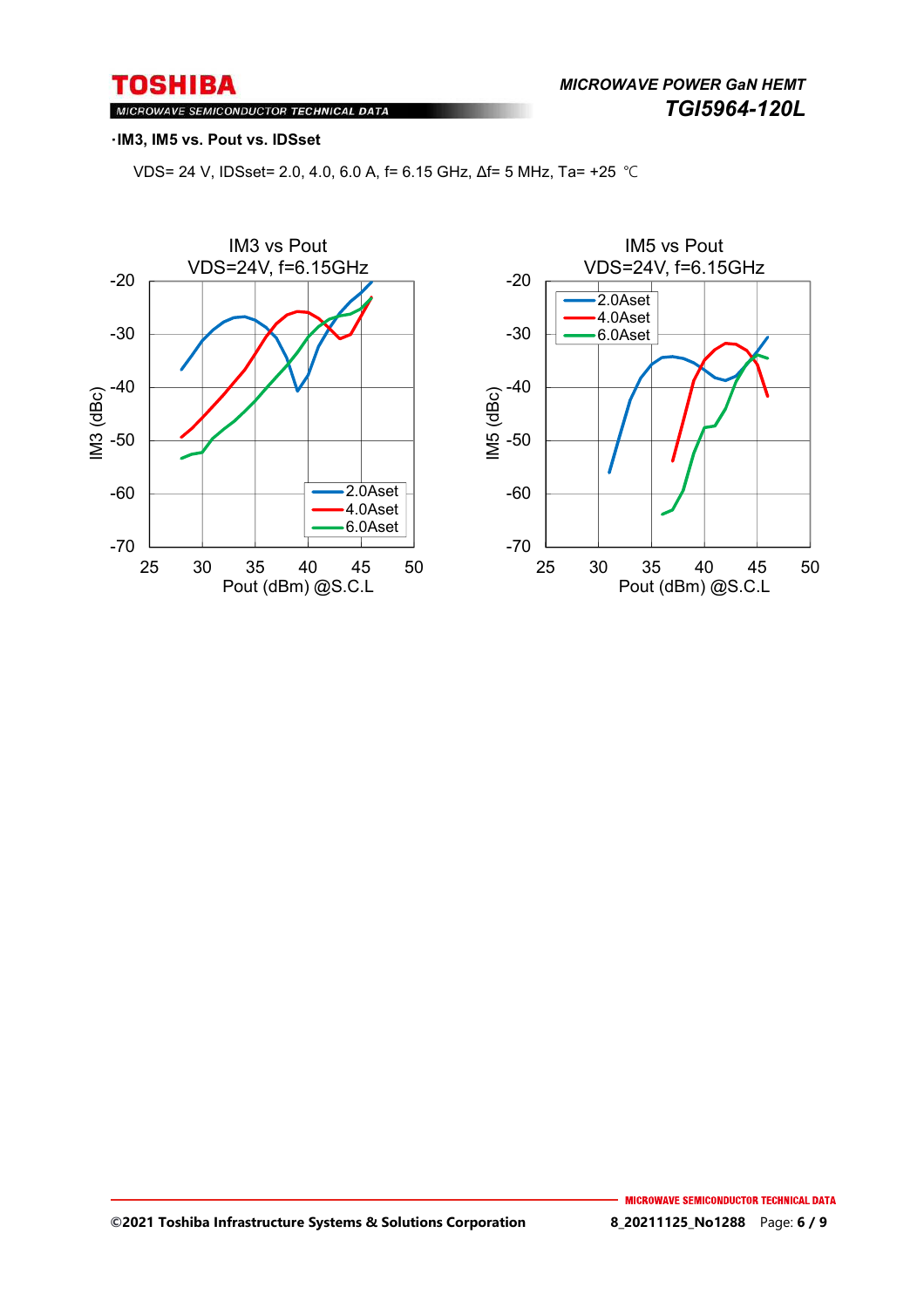·IM3, IM5 vs. Pout vs. IDSset

VDS= 24 V, IDSset= 2.0, 4.0, 6.0 A, f= 6.15 GHz, Δf= 5 MHz, Ta= +25 ℃

IM3 vs Pout
VDS=24V, f=6.15GHz

IM5 vs Pout
VDS=24V, f=6.15GHz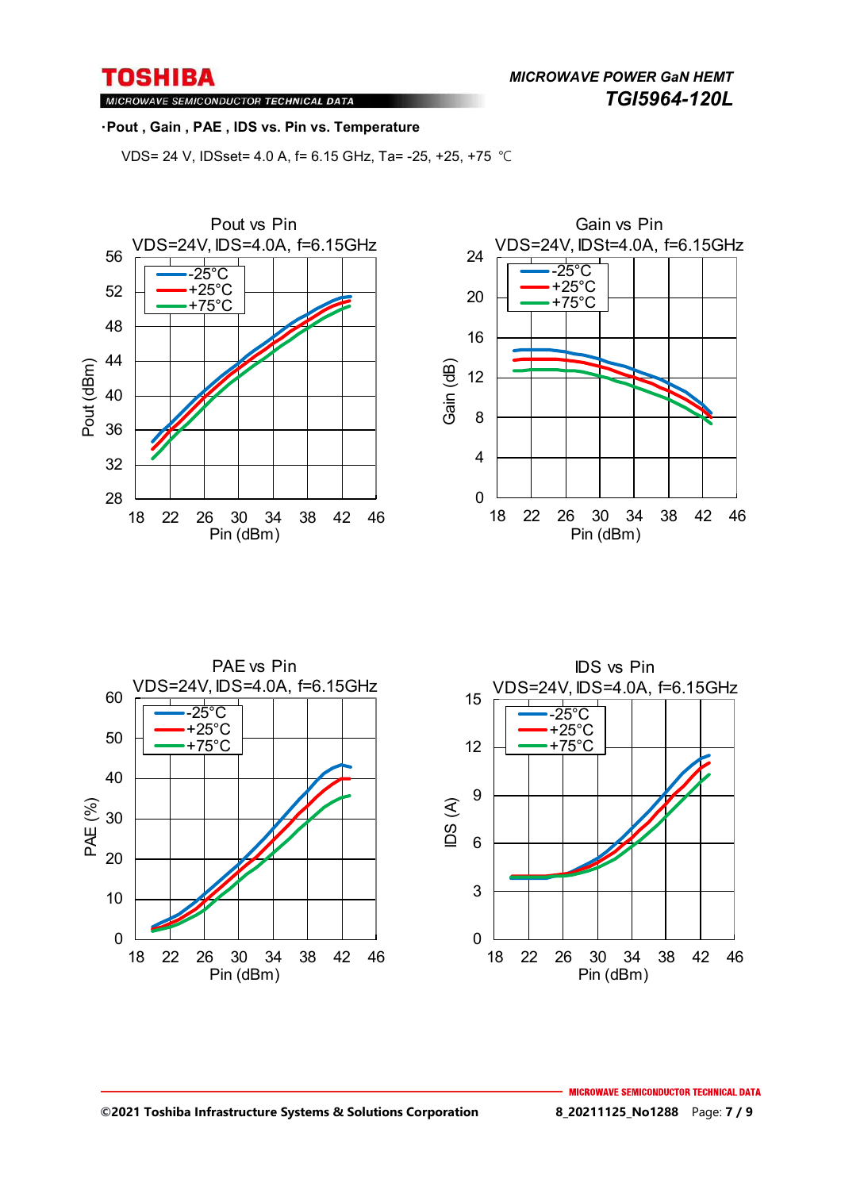·**Pout , Gain , PAE , IDS vs. Pin vs. Temperature**

VDS= 24 V, IDSset= 4.0 A, f= 6.15 GHz, Ta= -25, +25, +75 ℃

Pout vs Pin
VDS=24V, IDS=4.0A, f=6.15GHz

Gain vs Pin
VDS=24V, IDSt=4.0A, f=6.15GHz

PAE vs Pin
VDS=24V, IDS=4.0A, f=6.15GHz

IDS vs Pin
VDS=24V, IDS=4.0A, f=6.15GHz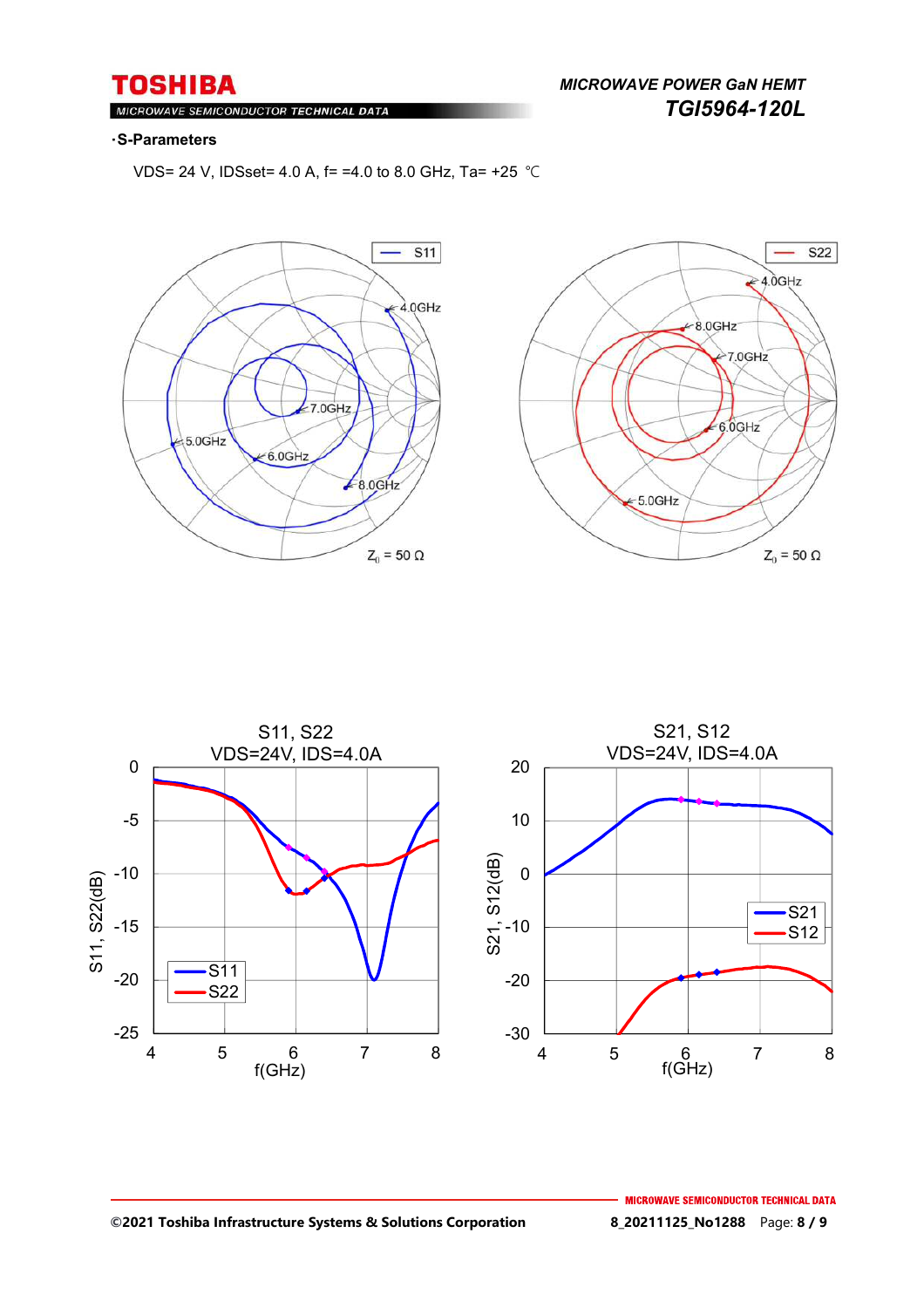### ·S-Parameters

VDS= 24 V, IDSset= 4.0 A, f= =4.0 to 8.0 GHz, Ta= +25 ℃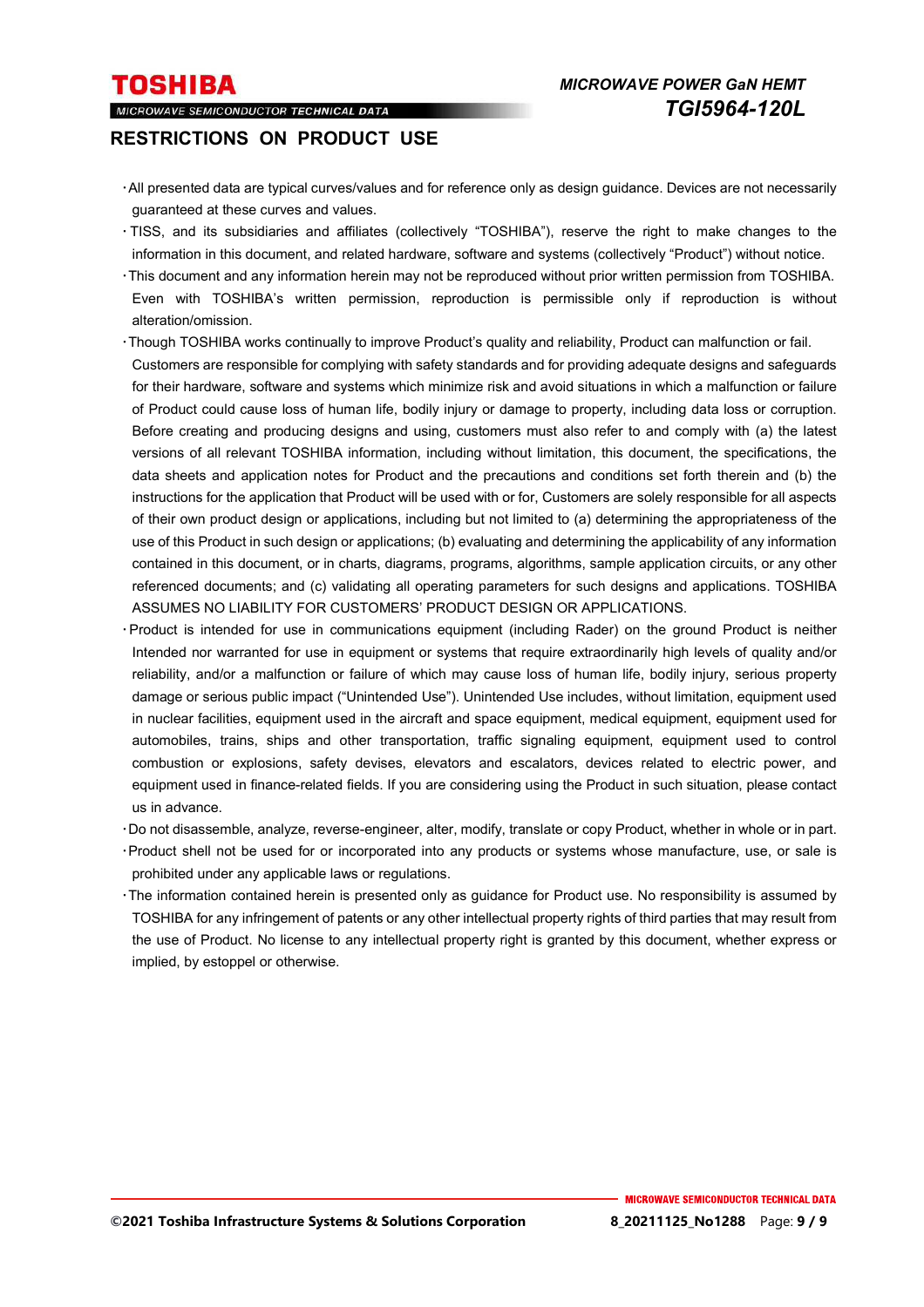## RESTRICTIONS ON PRODUCT USE

- All presented data are typical curves/values and for reference only as design guidance. Devices are not necessarily guaranteed at these curves and values.
- TISS, and its subsidiaries and affiliates (collectively "TOSHIBA"), reserve the right to make changes to the information in this document, and related hardware, software and systems (collectively "Product") without notice.
- This document and any information herein may not be reproduced without prior written permission from TOSHIBA. Even with TOSHIBA's written permission, reproduction is permissible only if reproduction is without alteration/omission.
- Though TOSHIBA works continually to improve Product's quality and reliability, Product can malfunction or fail. Customers are responsible for complying with safety standards and for providing adequate designs and safeguards for their hardware, software and systems which minimize risk and avoid situations in which a malfunction or failure of Product could cause loss of human life, bodily injury or damage to property, including data loss or corruption. Before creating and producing designs and using, customers must also refer to and comply with (a) the latest versions of all relevant TOSHIBA information, including without limitation, this document, the specifications, the data sheets and application notes for Product and the precautions and conditions set forth therein and (b) the instructions for the application that Product will be used with or for, Customers are solely responsible for all aspects of their own product design or applications, including but not limited to (a) determining the appropriateness of the use of this Product in such design or applications; (b) evaluating and determining the applicability of any information contained in this document, or in charts, diagrams, programs, algorithms, sample application circuits, or any other referenced documents; and (c) validating all operating parameters for such designs and applications. TOSHIBA ASSUMES NO LIABILITY FOR CUSTOMERS' PRODUCT DESIGN OR APPLICATIONS.
- Product is intended for use in communications equipment (including Rader) on the ground Product is neither Intended nor warranted for use in equipment or systems that require extraordinarily high levels of quality and/or reliability, and/or a malfunction or failure of which may cause loss of human life, bodily injury, serious property damage or serious public impact ("Unintended Use"). Unintended Use includes, without limitation, equipment used in nuclear facilities, equipment used in the aircraft and space equipment, medical equipment, equipment used for automobiles, trains, ships and other transportation, traffic signaling equipment, equipment used to control combustion or explosions, safety devises, elevators and escalators, devices related to electric power, and equipment used in finance-related fields. If you are considering using the Product in such situation, please contact us in advance.
- Do not disassemble, analyze, reverse-engineer, alter, modify, translate or copy Product, whether in whole or in part.
- Product shell not be used for or incorporated into any products or systems whose manufacture, use, or sale is prohibited under any applicable laws or regulations.
- The information contained herein is presented only as guidance for Product use. No responsibility is assumed by TOSHIBA for any infringement of patents or any other intellectual property rights of third parties that may result from the use of Product. No license to any intellectual property right is granted by this document, whether express or implied, by estoppel or otherwise.